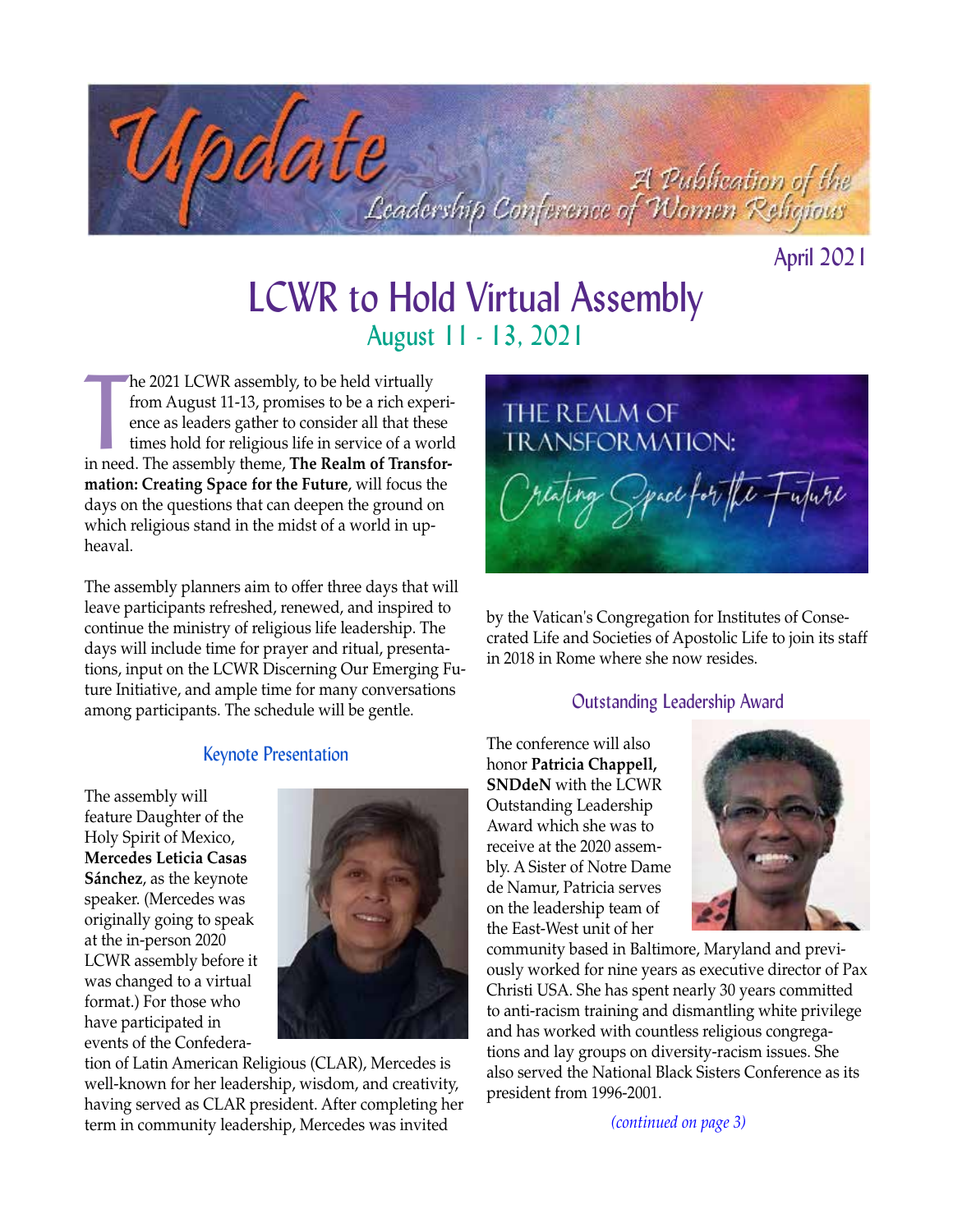# Update

A Publication of the Leadership Conference of Women Religious

April 2021

# LCWR to Hold Virtual Assembly

## August 11 - 13, 2021

The 2021 LCWR assembly, to be held virtually from August 11-13, promises to be a rich experience as leaders gather to consider all that these times hold for religious life in service of a world in need. The assembly theme, **The Realm of Transformation: Creating Space for the Future**, will focus the days on the questions that can deepen the ground on which religious stand in the midst of a world in upheaval.

The assembly planners aim to offer three days that will leave participants refreshed, renewed, and inspired to continue the ministry of religious life leadership. The days will include time for prayer and ritual, presentations, input on the LCWR Discerning Our Emerging Future Initiative, and ample time for many conversations among participants. The schedule will be gentle.

THE REALM OF TRANSFORMATION: Creating Space for the Future

### Keynote Presentation

The assembly will feature Daughter of the Holy Spirit of Mexico, **Mercedes Leticia Casas Sánchez**, as the keynote speaker. (Mercedes was originally going to speak at the in-person 2020 LCWR assembly before it was changed to a virtual format.) For those who have participated in events of the Confederation of Latin American Religious (CLAR), Mercedes is well-known for her leadership, wisdom, and creativity, having served as CLAR president. After completing her term in community leadership, Mercedes was invited by the Vatican's Congregation for Institutes of Consecrated Life and Societies of Apostolic Life to join its staff in 2018 in Rome where she now resides.

### Outstanding Leadership Award

The conference will also honor **Patricia Chappell, SNDdeN** with the LCWR Outstanding Leadership Award which she was to receive at the 2020 assembly. A Sister of Notre Dame de Namur, Patricia serves on the leadership team of the East-West unit of her community based in Baltimore, Maryland and previously worked for nine years as executive director of Pax Christi USA. She has spent nearly 30 years committed to anti-racism training and dismantling white privilege and has worked with countless religious congregations and lay groups on diversity-racism issues. She also served the National Black Sisters Conference as its president from 1996-2001.

*(continued on page 3)*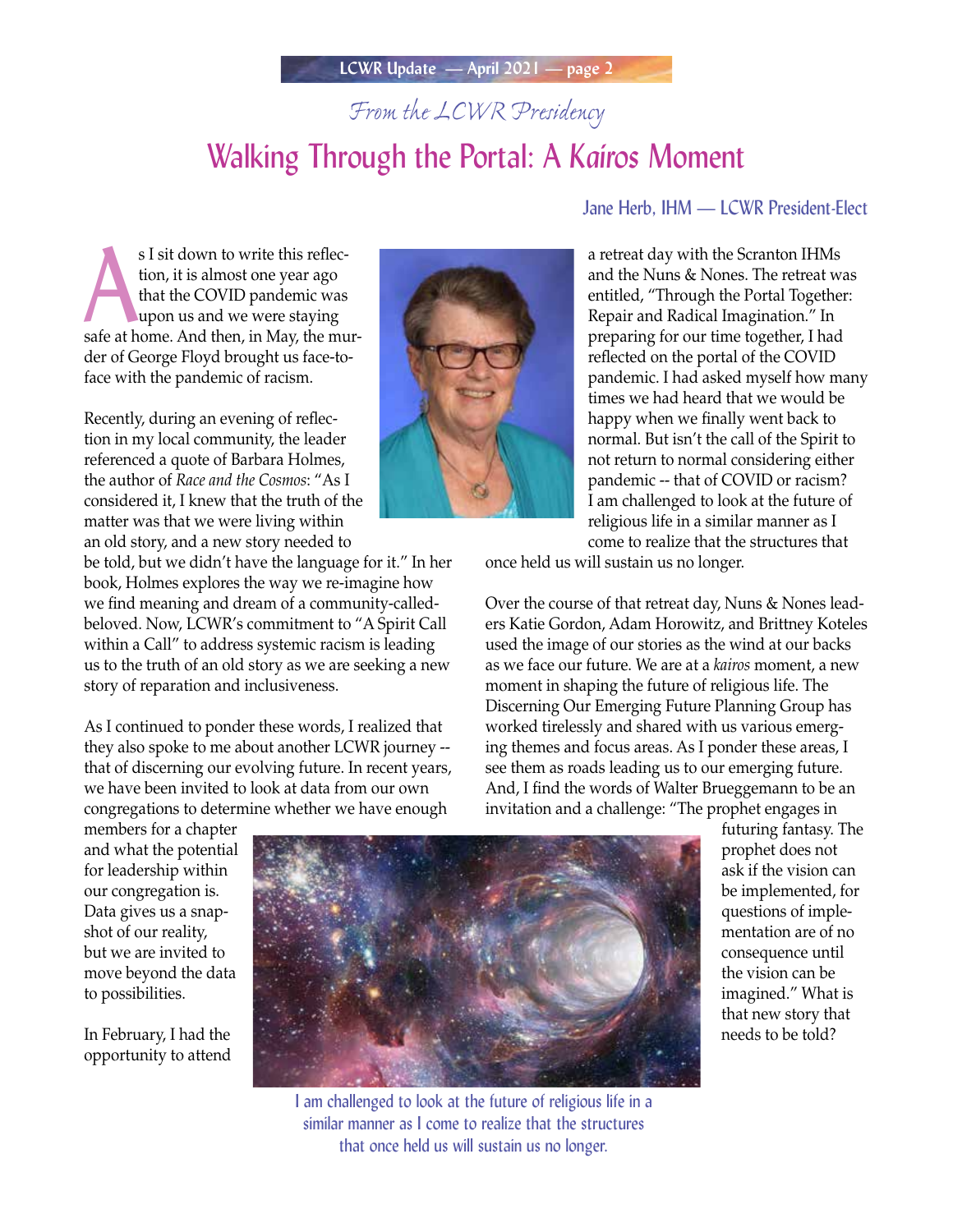*From the LCWR Presidency*

# Walking Through the Portal: A *Kaíros* Moment

Jane Herb, IHM — LCWR President-Elect

As I sit down to write this reflection, it is almost one year ago that the COVID pandemic was upon us and we were staying safe at home. And then, in May, the murder of George Floyd brought us face-to-face with the pandemic of racism.

Recently, during an evening of reflection in my local community, the leader referenced a quote of Barbara Holmes, the author of *Race and the Cosmos*: "As I considered it, I knew that the truth of the matter was that we were living within an old story, and a new story needed to be told, but we didn't have the language for it." In her book, Holmes explores the way we re-imagine how we find meaning and dream of a community-called-beloved. Now, LCWR's commitment to "A Spirit Call within a Call" to address systemic racism is leading us to the truth of an old story as we are seeking a new story of reparation and inclusiveness.

As I continued to ponder these words, I realized that they also spoke to me about another LCWR journey -- that of discerning our evolving future. In recent years, we have been invited to look at data from our own congregations to determine whether we have enough members for a chapter and what the potential for leadership within our congregation is. Data gives us a snapshot of our reality, but we are invited to move beyond the data to possibilities.

In February, I had the opportunity to attend a retreat day with the Scranton IHMs and the Nuns & Nones. The retreat was entitled, "Through the Portal Together: Repair and Radical Imagination." In preparing for our time together, I had reflected on the portal of the COVID pandemic. I had asked myself how many times we had heard that we would be happy when we finally went back to normal. But isn't the call of the Spirit to not return to normal considering either pandemic -- that of COVID or racism? I am challenged to look at the future of religious life in a similar manner as I come to realize that the structures that once held us will sustain us no longer.

Over the course of that retreat day, Nuns & Nones leaders Katie Gordon, Adam Horowitz, and Brittney Koteles used the image of our stories as the wind at our backs as we face our future. We are at a *kairos* moment, a new moment in shaping the future of religious life. The Discerning Our Emerging Future Planning Group has worked tirelessly and shared with us various emerging themes and focus areas. As I ponder these areas, I see them as roads leading us to our emerging future. And, I find the words of Walter Brueggemann to be an invitation and a challenge: "The prophet engages in futuring fantasy. The prophet does not ask if the vision can be implemented, for questions of implementation are of no consequence until the vision can be imagined." What is that new story that needs to be told?

I am challenged to look at the future of religious life in a similar manner as I come to realize that the structures that once held us will sustain us no longer.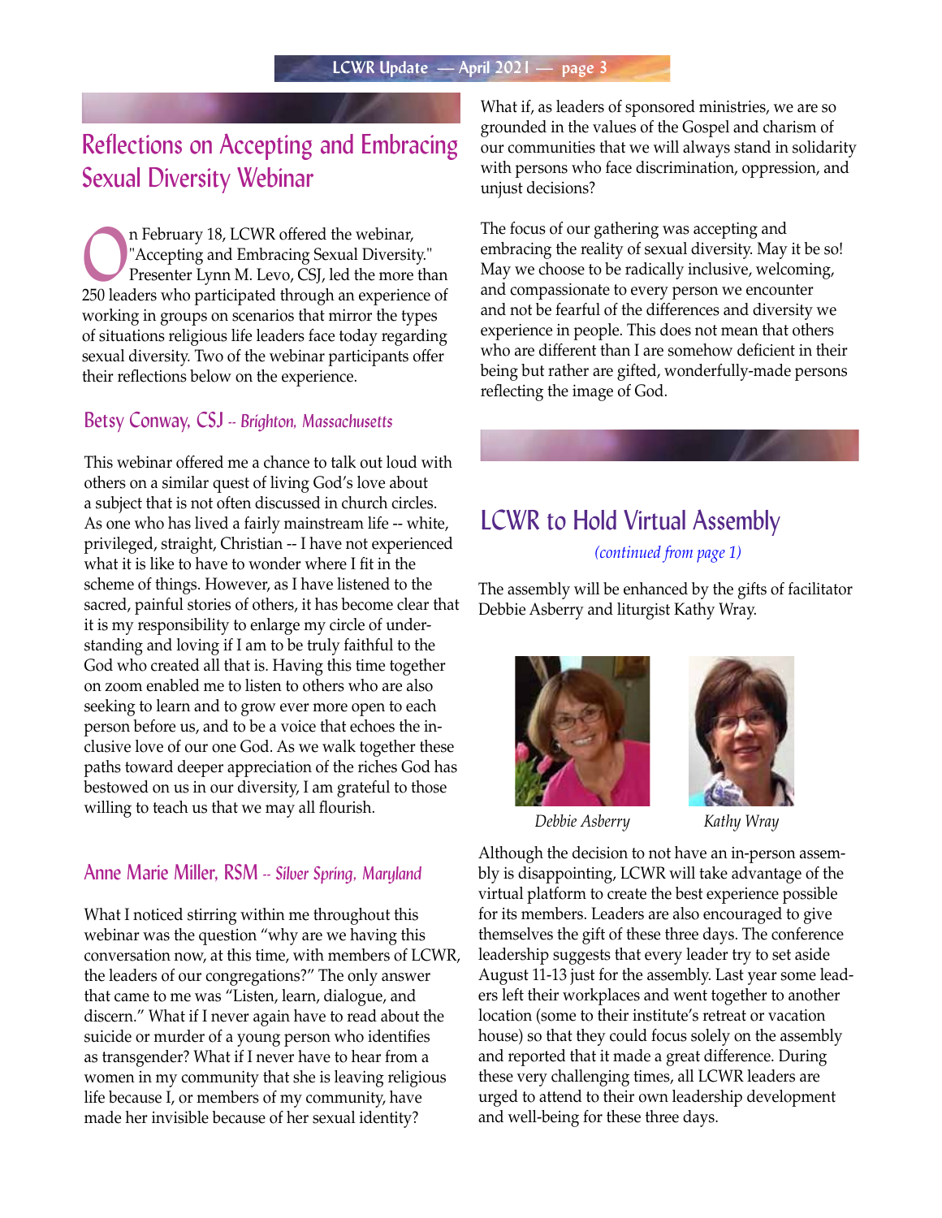## Reflections on Accepting and Embracing Sexual Diversity Webinar

On February 18, LCWR offered the webinar, "Accepting and Embracing Sexual Diversity." Presenter Lynn M. Levo, CSJ, led the more than 250 leaders who participated through an experience of working in groups on scenarios that mirror the types of situations religious life leaders face today regarding sexual diversity. Two of the webinar participants offer their reflections below on the experience.

### Betsy Conway, CSJ -- *Brighton, Massachusetts*

This webinar offered me a chance to talk out loud with others on a similar quest of living God's love about a subject that is not often discussed in church circles. As one who has lived a fairly mainstream life -- white, privileged, straight, Christian -- I have not experienced what it is like to have to wonder where I fit in the scheme of things. However, as I have listened to the sacred, painful stories of others, it has become clear that it is my responsibility to enlarge my circle of understanding and loving if I am to be truly faithful to the God who created all that is. Having this time together on zoom enabled me to listen to others who are also seeking to learn and to grow ever more open to each person before us, and to be a voice that echoes the inclusive love of our one God. As we walk together these paths toward deeper appreciation of the riches God has bestowed on us in our diversity, I am grateful to those willing to teach us that we may all flourish.

### Anne Marie Miller, RSM -- *Silver Spring, Maryland*

What I noticed stirring within me throughout this webinar was the question "why are we having this conversation now, at this time, with members of LCWR, the leaders of our congregations?" The only answer that came to me was "Listen, learn, dialogue, and discern." What if I never again have to read about the suicide or murder of a young person who identifies as transgender? What if I never have to hear from a women in my community that she is leaving religious life because I, or members of my community, have made her invisible because of her sexual identity?

What if, as leaders of sponsored ministries, we are so grounded in the values of the Gospel and charism of our communities that we will always stand in solidarity with persons who face discrimination, oppression, and unjust decisions?

The focus of our gathering was accepting and embracing the reality of sexual diversity. May it be so! May we choose to be radically inclusive, welcoming, and compassionate to every person we encounter and not be fearful of the differences and diversity we experience in people. This does not mean that others who are different than I are somehow deficient in their being but rather are gifted, wonderfully-made persons reflecting the image of God.

## LCWR to Hold Virtual Assembly

*(continued from page 1)*

The assembly will be enhanced by the gifts of facilitator Debbie Asberry and liturgist Kathy Wray.

*Debbie Asberry* *Kathy Wray*

Although the decision to not have an in-person assembly is disappointing, LCWR will take advantage of the virtual platform to create the best experience possible for its members. Leaders are also encouraged to give themselves the gift of these three days. The conference leadership suggests that every leader try to set aside August 11-13 just for the assembly. Last year some leaders left their workplaces and went together to another location (some to their institute's retreat or vacation house) so that they could focus solely on the assembly and reported that it made a great difference. During these very challenging times, all LCWR leaders are urged to attend to their own leadership development and well-being for these three days.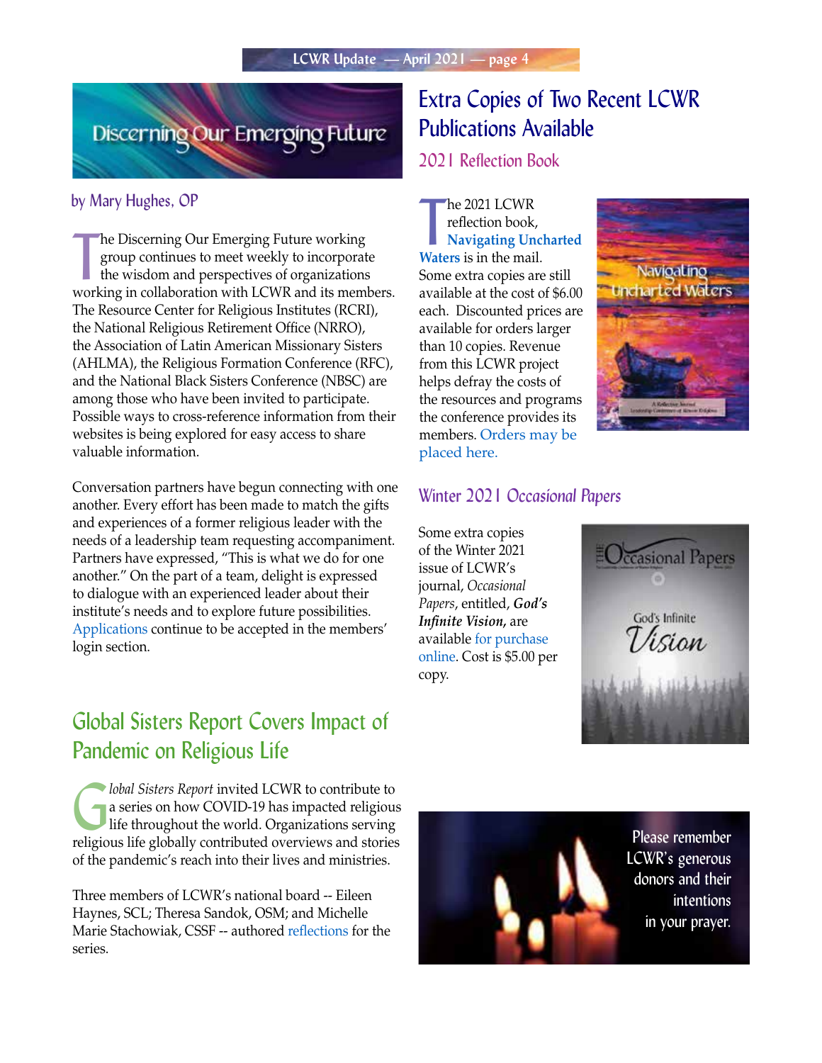# Discerning Our Emerging Future

by Mary Hughes, OP

The Discerning Our Emerging Future working group continues to meet weekly to incorporate the wisdom and perspectives of organizations working in collaboration with LCWR and its members. The Resource Center for Religious Institutes (RCRI), the National Religious Retirement Office (NRRO), the Association of Latin American Missionary Sisters (AHLMA), the Religious Formation Conference (RFC), and the National Black Sisters Conference (NBSC) are among those who have been invited to participate. Possible ways to cross-reference information from their websites is being explored for easy access to share valuable information.

Conversation partners have begun connecting with one another. Every effort has been made to match the gifts and experiences of a former religious leader with the needs of a leadership team requesting accompaniment. Partners have expressed, "This is what we do for one another." On the part of a team, delight is expressed to dialogue with an experienced leader about their institute's needs and to explore future possibilities. Applications continue to be accepted in the members' login section.

# Global Sisters Report Covers Impact of Pandemic on Religious Life

*Global Sisters Report* invited LCWR to contribute to a series on how COVID-19 has impacted religious life throughout the world. Organizations serving religious life globally contributed overviews and stories of the pandemic's reach into their lives and ministries.

Three members of LCWR's national board -- Eileen Haynes, SCL; Theresa Sandok, OSM; and Michelle Marie Stachowiak, CSSF -- authored reflections for the series.

# Extra Copies of Two Recent LCWR Publications Available

## 2021 Reflection Book

The 2021 LCWR reflection book, **Navigating Uncharted Waters** is in the mail. Some extra copies are still available at the cost of $6.00 each. Discounted prices are available for orders larger than 10 copies. Revenue from this LCWR project helps defray the costs of the resources and programs the conference provides its members. Orders may be placed here.

## Winter 2021 *Occasional Papers*

Some extra copies of the Winter 2021 issue of LCWR's journal, *Occasional Papers*, entitled, ***God's Infinite Vision***, are available for purchase online. Cost is $5.00 per copy.

Please remember LCWR's generous donors and their intentions in your prayer.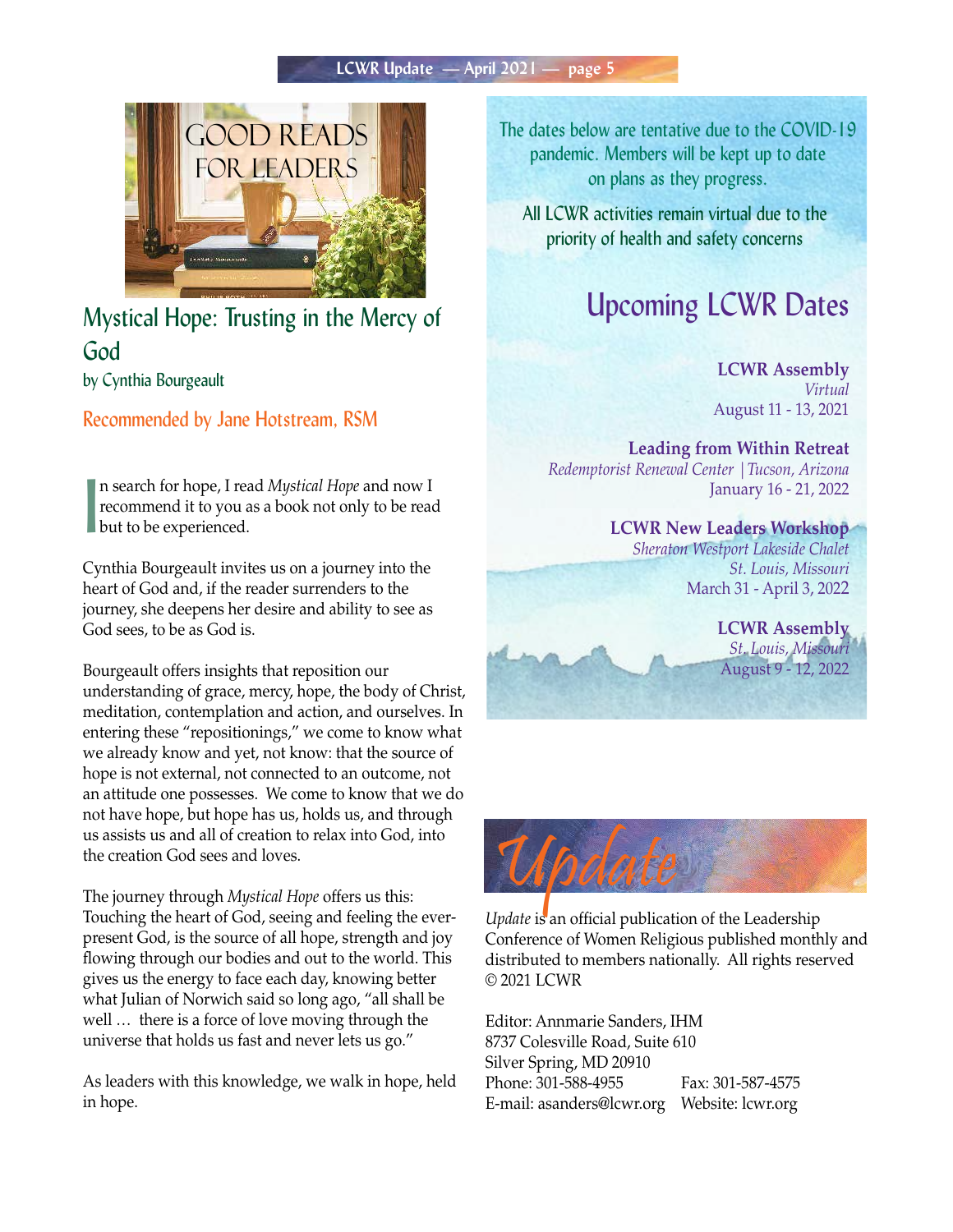# GOOD READS FOR LEADERS

## Mystical Hope: Trusting in the Mercy of God

by Cynthia Bourgeault

### Recommended by Jane Hotstream, RSM

In search for hope, I read *Mystical Hope* and now I recommend it to you as a book not only to be read but to be experienced.

Cynthia Bourgeault invites us on a journey into the heart of God and, if the reader surrenders to the journey, she deepens her desire and ability to see as God sees, to be as God is.

Bourgeault offers insights that reposition our understanding of grace, mercy, hope, the body of Christ, meditation, contemplation and action, and ourselves. In entering these "repositionings," we come to know what we already know and yet, not know: that the source of hope is not external, not connected to an outcome, not an attitude one possesses. We come to know that we do not have hope, but hope has us, holds us, and through us assists us and all of creation to relax into God, into the creation God sees and loves.

The journey through *Mystical Hope* offers us this: Touching the heart of God, seeing and feeling the ever-present God, is the source of all hope, strength and joy flowing through our bodies and out to the world. This gives us the energy to face each day, knowing better what Julian of Norwich said so long ago, "all shall be well … there is a force of love moving through the universe that holds us fast and never lets us go."

As leaders with this knowledge, we walk in hope, held in hope.

The dates below are tentative due to the COVID-19 pandemic. Members will be kept up to date on plans as they progress.

All LCWR activities remain virtual due to the priority of health and safety concerns

## Upcoming LCWR Dates

**LCWR Assembly**
*Virtual*
August 11 - 13, 2021

**Leading from Within Retreat**
*Redemptorist Renewal Center | Tucson, Arizona*
January 16 - 21, 2022

**LCWR New Leaders Workshop**
*Sheraton Westport Lakeside Chalet*
*St. Louis, Missouri*
March 31 - April 3, 2022

**LCWR Assembly**
*St. Louis, Missouri*
August 9 - 12, 2022

## Update

*Update* is an official publication of the Leadership Conference of Women Religious published monthly and distributed to members nationally. All rights reserved © 2021 LCWR

Editor: Annmarie Sanders, IHM
8737 Colesville Road, Suite 610
Silver Spring, MD 20910
Phone: 301-588-4955 Fax: 301-587-4575
E-mail: asanders@lcwr.org Website: lcwr.org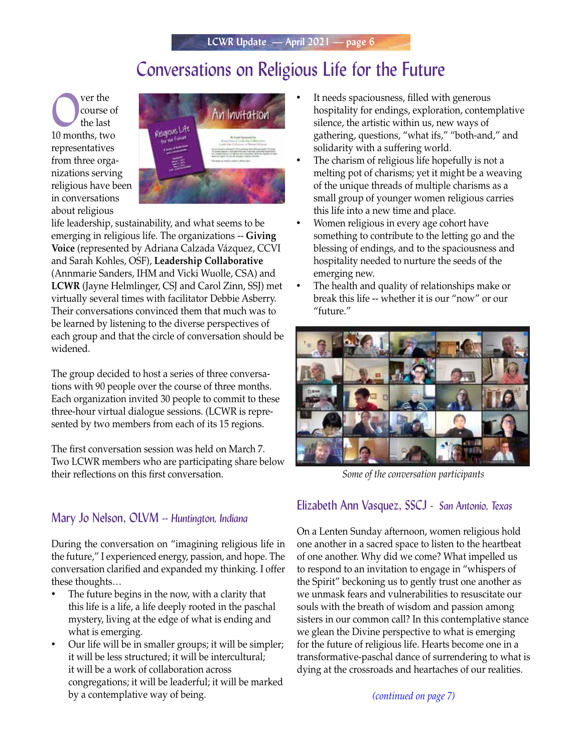# Conversations on Religious Life for the Future

Over the course of the last 10 months, two representatives from three organizations serving religious have been in conversations about religious life leadership, sustainability, and what seems to be emerging in religious life. The organizations -- **Giving Voice** (represented by Adriana Calzada Vázquez, CCVI and Sarah Kohles, OSF), **Leadership Collaborative** (Annmarie Sanders, IHM and Vicki Wuolle, CSA) and **LCWR** (Jayne Helmlinger, CSJ and Carol Zinn, SSJ) met virtually several times with facilitator Debbie Asberry. Their conversations convinced them that much was to be learned by listening to the diverse perspectives of each group and that the circle of conversation should be widened.

The group decided to host a series of three conversations with 90 people over the course of three months. Each organization invited 30 people to commit to these three-hour virtual dialogue sessions. (LCWR is represented by two members from each of its 15 regions.

The first conversation session was held on March 7. Two LCWR members who are participating share below their reflections on this first conversation.

## Mary Jo Nelson, OLVM -- *Huntington, Indiana*

During the conversation on "imagining religious life in the future," I experienced energy, passion, and hope. The conversation clarified and expanded my thinking. I offer these thoughts…

- The future begins in the now, with a clarity that this life is a life, a life deeply rooted in the paschal mystery, living at the edge of what is ending and what is emerging.
- Our life will be in smaller groups; it will be simpler; it will be less structured; it will be intercultural; it will be a work of collaboration across congregations; it will be leaderful; it will be marked by a contemplative way of being.
- It needs spaciousness, filled with generous hospitality for endings, exploration, contemplative silence, the artistic within us, new ways of gathering, questions, "what ifs," "both-and," and solidarity with a suffering world.
- The charism of religious life hopefully is not a melting pot of charisms; yet it might be a weaving of the unique threads of multiple charisms as a small group of younger women religious carries this life into a new time and place.
- Women religious in every age cohort have something to contribute to the letting go and the blessing of endings, and to the spaciousness and hospitality needed to nurture the seeds of the emerging new.
- The health and quality of relationships make or break this life -- whether it is our "now" or our "future."

*Some of the conversation participants*

## Elizabeth Ann Vasquez, SSCJ - *San Antonio, Texas*

On a Lenten Sunday afternoon, women religious hold one another in a sacred space to listen to the heartbeat of one another. Why did we come? What impelled us to respond to an invitation to engage in "whispers of the Spirit" beckoning us to gently trust one another as we unmask fears and vulnerabilities to resuscitate our souls with the breath of wisdom and passion among sisters in our common call? In this contemplative stance we glean the Divine perspective to what is emerging for the future of religious life. Hearts become one in a transformative-paschal dance of surrendering to what is dying at the crossroads and heartaches of our realities.

*(continued on page 7)*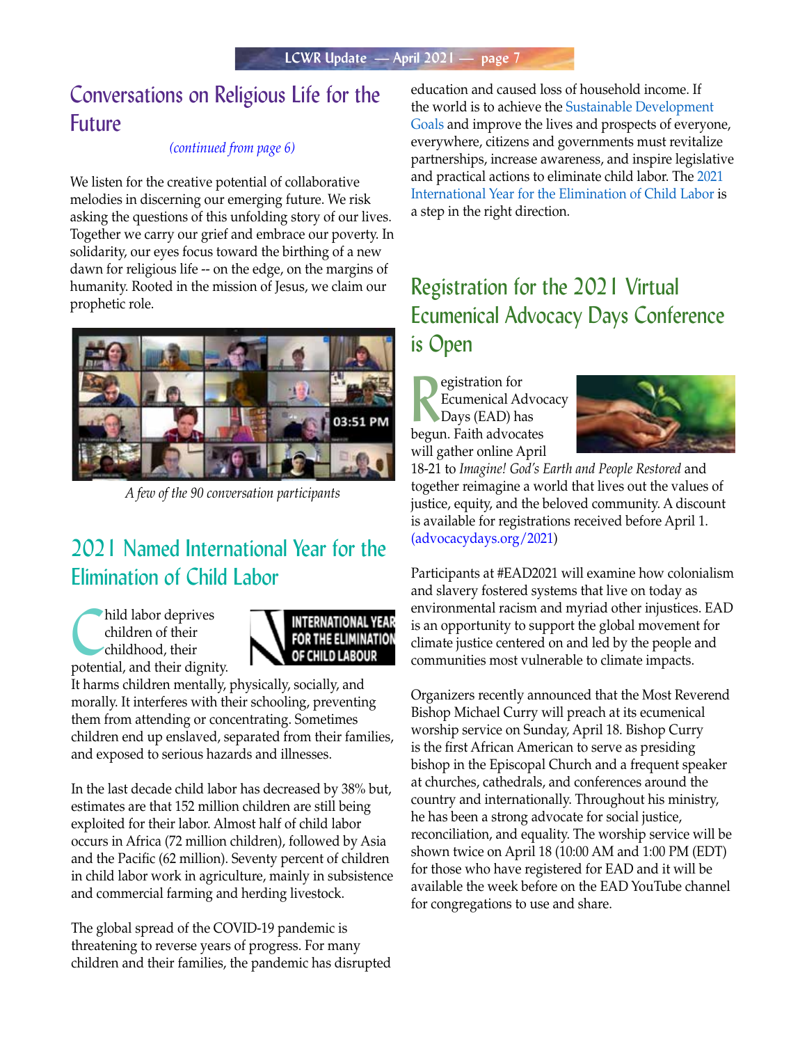## Conversations on Religious Life for the Future

*(continued from page 6)*

We listen for the creative potential of collaborative melodies in discerning our emerging future. We risk asking the questions of this unfolding story of our lives. Together we carry our grief and embrace our poverty. In solidarity, our eyes focus toward the birthing of a new dawn for religious life -- on the edge, on the margins of humanity. Rooted in the mission of Jesus, we claim our prophetic role.

*A few of the 90 conversation participants*

## 2021 Named International Year for the Elimination of Child Labor

Child labor deprives children of their childhood, their potential, and their dignity. It harms children mentally, physically, socially, and morally. It interferes with their schooling, preventing them from attending or concentrating. Sometimes children end up enslaved, separated from their families, and exposed to serious hazards and illnesses.

In the last decade child labor has decreased by 38% but, estimates are that 152 million children are still being exploited for their labor. Almost half of child labor occurs in Africa (72 million children), followed by Asia and the Pacific (62 million). Seventy percent of children in child labor work in agriculture, mainly in subsistence and commercial farming and herding livestock.

The global spread of the COVID-19 pandemic is threatening to reverse years of progress. For many children and their families, the pandemic has disrupted education and caused loss of household income. If the world is to achieve the Sustainable Development Goals and improve the lives and prospects of everyone, everywhere, citizens and governments must revitalize partnerships, increase awareness, and inspire legislative and practical actions to eliminate child labor. The 2021 International Year for the Elimination of Child Labor is a step in the right direction.

## Registration for the 2021 Virtual Ecumenical Advocacy Days Conference is Open

Registration for Ecumenical Advocacy Days (EAD) has begun. Faith advocates will gather online April 18-21 to *Imagine! God's Earth and People Restored* and together reimagine a world that lives out the values of justice, equity, and the beloved community. A discount is available for registrations received before April 1. (advocacydays.org/2021)

Participants at #EAD2021 will examine how colonialism and slavery fostered systems that live on today as environmental racism and myriad other injustices. EAD is an opportunity to support the global movement for climate justice centered on and led by the people and communities most vulnerable to climate impacts.

Organizers recently announced that the Most Reverend Bishop Michael Curry will preach at its ecumenical worship service on Sunday, April 18. Bishop Curry is the first African American to serve as presiding bishop in the Episcopal Church and a frequent speaker at churches, cathedrals, and conferences around the country and internationally. Throughout his ministry, he has been a strong advocate for social justice, reconciliation, and equality. The worship service will be shown twice on April 18 (10:00 AM and 1:00 PM (EDT) for those who have registered for EAD and it will be available the week before on the EAD YouTube channel for congregations to use and share.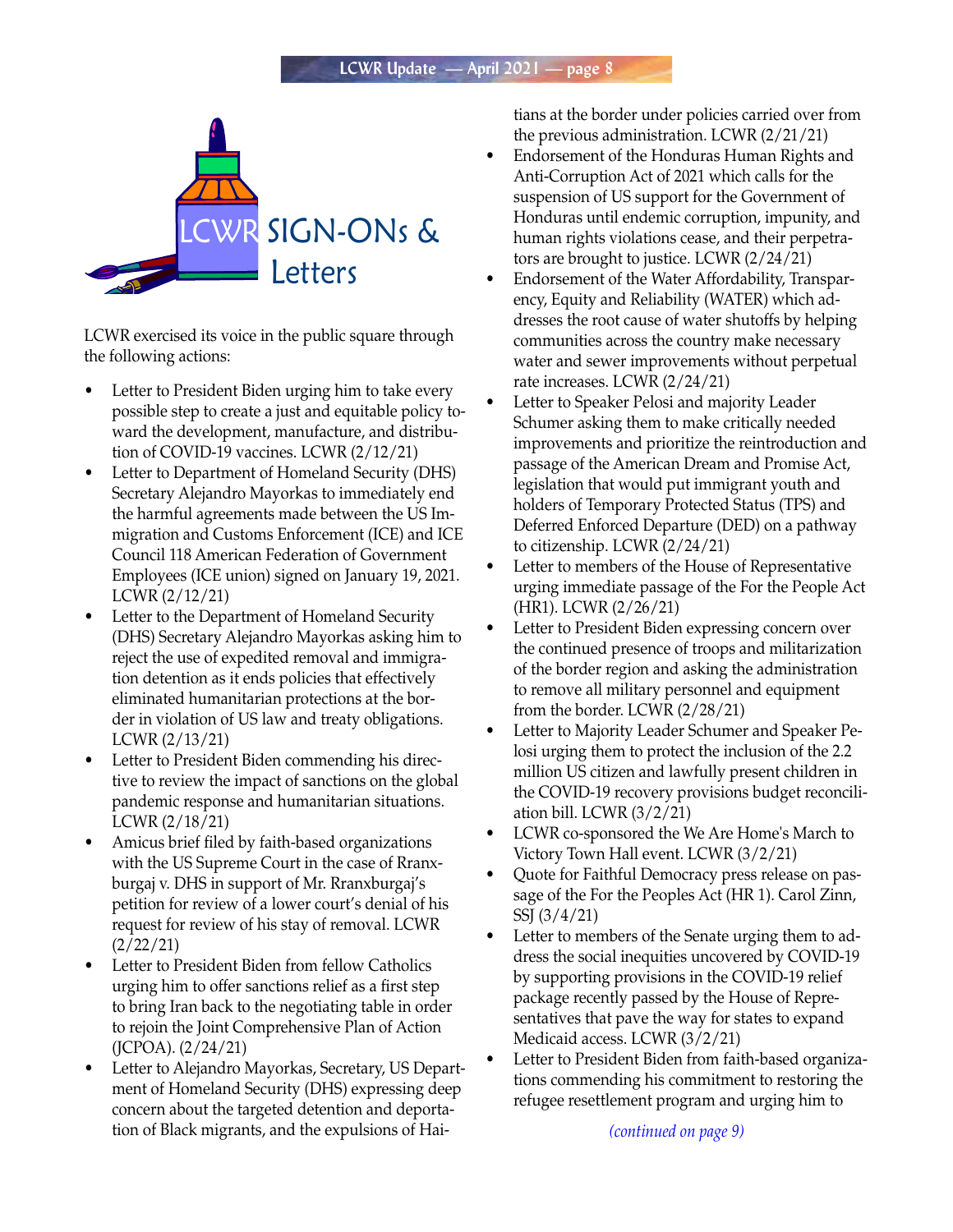# LCWR SIGN-ONs & Letters

LCWR exercised its voice in the public square through the following actions:

- Letter to President Biden urging him to take every possible step to create a just and equitable policy toward the development, manufacture, and distribution of COVID-19 vaccines. LCWR (2/12/21)
- Letter to Department of Homeland Security (DHS) Secretary Alejandro Mayorkas to immediately end the harmful agreements made between the US Immigration and Customs Enforcement (ICE) and ICE Council 118 American Federation of Government Employees (ICE union) signed on January 19, 2021. LCWR (2/12/21)
- Letter to the Department of Homeland Security (DHS) Secretary Alejandro Mayorkas asking him to reject the use of expedited removal and immigration detention as it ends policies that effectively eliminated humanitarian protections at the border in violation of US law and treaty obligations. LCWR (2/13/21)
- Letter to President Biden commending his directive to review the impact of sanctions on the global pandemic response and humanitarian situations. LCWR (2/18/21)
- Amicus brief filed by faith-based organizations with the US Supreme Court in the case of Rranxburgaj v. DHS in support of Mr. Rranxburgaj's petition for review of a lower court's denial of his request for review of his stay of removal. LCWR (2/22/21)
- Letter to President Biden from fellow Catholics urging him to offer sanctions relief as a first step to bring Iran back to the negotiating table in order to rejoin the Joint Comprehensive Plan of Action (JCPOA). (2/24/21)
- Letter to Alejandro Mayorkas, Secretary, US Department of Homeland Security (DHS) expressing deep concern about the targeted detention and deportation of Black migrants, and the expulsions of Haitians at the border under policies carried over from the previous administration. LCWR (2/21/21)
- Endorsement of the Honduras Human Rights and Anti-Corruption Act of 2021 which calls for the suspension of US support for the Government of Honduras until endemic corruption, impunity, and human rights violations cease, and their perpetrators are brought to justice. LCWR (2/24/21)
- Endorsement of the Water Affordability, Transparency, Equity and Reliability (WATER) which addresses the root cause of water shutoffs by helping communities across the country make necessary water and sewer improvements without perpetual rate increases. LCWR (2/24/21)
- Letter to Speaker Pelosi and majority Leader Schumer asking them to make critically needed improvements and prioritize the reintroduction and passage of the American Dream and Promise Act, legislation that would put immigrant youth and holders of Temporary Protected Status (TPS) and Deferred Enforced Departure (DED) on a pathway to citizenship. LCWR (2/24/21)
- Letter to members of the House of Representative urging immediate passage of the For the People Act (HR1). LCWR (2/26/21)
- Letter to President Biden expressing concern over the continued presence of troops and militarization of the border region and asking the administration to remove all military personnel and equipment from the border. LCWR (2/28/21)
- Letter to Majority Leader Schumer and Speaker Pelosi urging them to protect the inclusion of the 2.2 million US citizen and lawfully present children in the COVID-19 recovery provisions budget reconciliation bill. LCWR (3/2/21)
- LCWR co-sponsored the We Are Home's March to Victory Town Hall event. LCWR (3/2/21)
- Quote for Faithful Democracy press release on passage of the For the Peoples Act (HR 1). Carol Zinn, SSJ (3/4/21)
- Letter to members of the Senate urging them to address the social inequities uncovered by COVID-19 by supporting provisions in the COVID-19 relief package recently passed by the House of Representatives that pave the way for states to expand Medicaid access. LCWR (3/2/21)
- Letter to President Biden from faith-based organizations commending his commitment to restoring the refugee resettlement program and urging him to

*(continued on page 9)*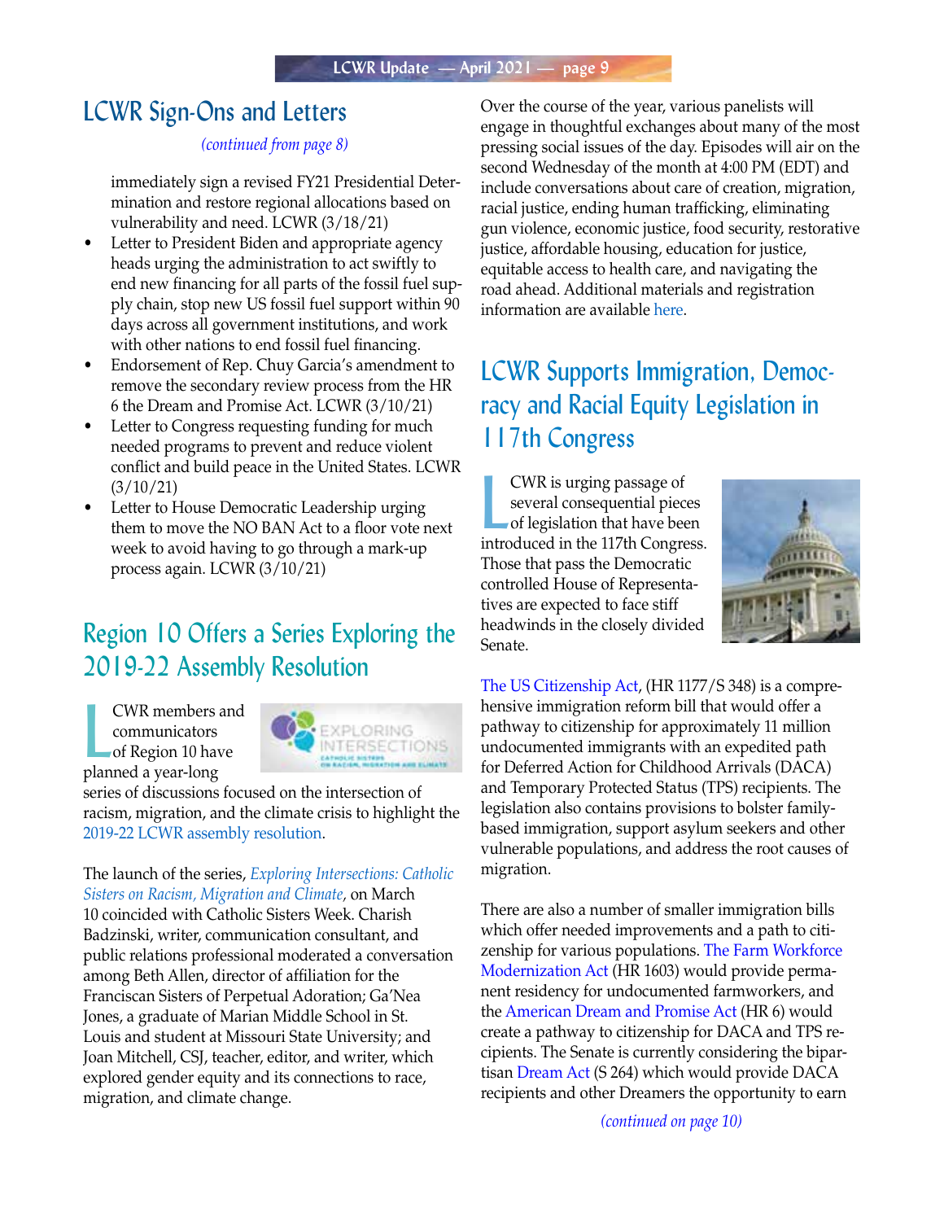## LCWR Sign-Ons and Letters

*(continued from page 8)*

immediately sign a revised FY21 Presidential Determination and restore regional allocations based on vulnerability and need. LCWR (3/18/21)

- Letter to President Biden and appropriate agency heads urging the administration to act swiftly to end new financing for all parts of the fossil fuel supply chain, stop new US fossil fuel support within 90 days across all government institutions, and work with other nations to end fossil fuel financing.
- Endorsement of Rep. Chuy Garcia's amendment to remove the secondary review process from the HR 6 the Dream and Promise Act. LCWR (3/10/21)
- Letter to Congress requesting funding for much needed programs to prevent and reduce violent conflict and build peace in the United States. LCWR (3/10/21)
- Letter to House Democratic Leadership urging them to move the NO BAN Act to a floor vote next week to avoid having to go through a mark-up process again. LCWR (3/10/21)

## Region 10 Offers a Series Exploring the 2019-22 Assembly Resolution

LCWR members and communicators of Region 10 have planned a year-long series of discussions focused on the intersection of racism, migration, and the climate crisis to highlight the 2019-22 LCWR assembly resolution.

The launch of the series, *Exploring Intersections: Catholic Sisters on Racism, Migration and Climate,* on March 10 coincided with Catholic Sisters Week. Charish Badzinski, writer, communication consultant, and public relations professional moderated a conversation among Beth Allen, director of affiliation for the Franciscan Sisters of Perpetual Adoration; Ga'Nea Jones, a graduate of Marian Middle School in St. Louis and student at Missouri State University; and Joan Mitchell, CSJ, teacher, editor, and writer, which explored gender equity and its connections to race, migration, and climate change.

Over the course of the year, various panelists will engage in thoughtful exchanges about many of the most pressing social issues of the day. Episodes will air on the second Wednesday of the month at 4:00 PM (EDT) and include conversations about care of creation, migration, racial justice, ending human trafficking, eliminating gun violence, economic justice, food security, restorative justice, affordable housing, education for justice, equitable access to health care, and navigating the road ahead. Additional materials and registration information are available here.

## LCWR Supports Immigration, Democracy and Racial Equity Legislation in 117th Congress

LCWR is urging passage of several consequential pieces of legislation that have been introduced in the 117th Congress. Those that pass the Democratic controlled House of Representatives are expected to face stiff headwinds in the closely divided Senate.

The US Citizenship Act, (HR 1177/S 348) is a comprehensive immigration reform bill that would offer a pathway to citizenship for approximately 11 million undocumented immigrants with an expedited path for Deferred Action for Childhood Arrivals (DACA) and Temporary Protected Status (TPS) recipients. The legislation also contains provisions to bolster family-based immigration, support asylum seekers and other vulnerable populations, and address the root causes of migration.

There are also a number of smaller immigration bills which offer needed improvements and a path to citizenship for various populations. The Farm Workforce Modernization Act (HR 1603) would provide permanent residency for undocumented farmworkers, and the American Dream and Promise Act (HR 6) would create a pathway to citizenship for DACA and TPS recipients. The Senate is currently considering the bipartisan Dream Act (S 264) which would provide DACA recipients and other Dreamers the opportunity to earn

*(continued on page 10)*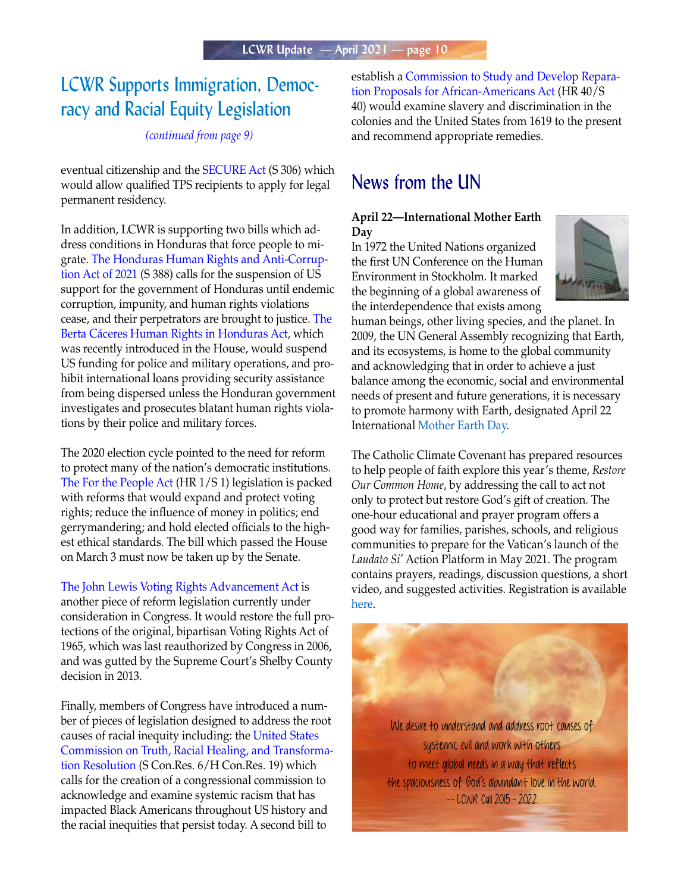## LCWR Supports Immigration, Democracy and Racial Equity Legislation

*(continued from page 9)*

eventual citizenship and the SECURE Act (S 306) which would allow qualified TPS recipients to apply for legal permanent residency.

In addition, LCWR is supporting two bills which address conditions in Honduras that force people to migrate. The Honduras Human Rights and Anti-Corruption Act of 2021 (S 388) calls for the suspension of US support for the government of Honduras until endemic corruption, impunity, and human rights violations cease, and their perpetrators are brought to justice. The Berta Cáceres Human Rights in Honduras Act, which was recently introduced in the House, would suspend US funding for police and military operations, and prohibit international loans providing security assistance from being dispersed unless the Honduran government investigates and prosecutes blatant human rights violations by their police and military forces.

The 2020 election cycle pointed to the need for reform to protect many of the nation's democratic institutions. The For the People Act (HR 1/S 1) legislation is packed with reforms that would expand and protect voting rights; reduce the influence of money in politics; end gerrymandering; and hold elected officials to the highest ethical standards. The bill which passed the House on March 3 must now be taken up by the Senate.

The John Lewis Voting Rights Advancement Act is another piece of reform legislation currently under consideration in Congress. It would restore the full protections of the original, bipartisan Voting Rights Act of 1965, which was last reauthorized by Congress in 2006, and was gutted by the Supreme Court's Shelby County decision in 2013.

Finally, members of Congress have introduced a number of pieces of legislation designed to address the root causes of racial inequity including: the United States Commission on Truth, Racial Healing, and Transformation Resolution (S Con.Res. 6/H Con.Res. 19) which calls for the creation of a congressional commission to acknowledge and examine systemic racism that has impacted Black Americans throughout US history and the racial inequities that persist today. A second bill to establish a Commission to Study and Develop Reparation Proposals for African-Americans Act (HR 40/S 40) would examine slavery and discrimination in the colonies and the United States from 1619 to the present and recommend appropriate remedies.

## News from the UN

**April 22—International Mother Earth Day**

In 1972 the United Nations organized the first UN Conference on the Human Environment in Stockholm. It marked the beginning of a global awareness of the interdependence that exists among human beings, other living species, and the planet. In 2009, the UN General Assembly recognizing that Earth, and its ecosystems, is home to the global community and acknowledging that in order to achieve a just balance among the economic, social and environmental needs of present and future generations, it is necessary to promote harmony with Earth, designated April 22 International Mother Earth Day.

The Catholic Climate Covenant has prepared resources to help people of faith explore this year's theme, *Restore Our Common Home*, by addressing the call to act not only to protect but restore God's gift of creation. The one-hour educational and prayer program offers a good way for families, parishes, schools, and religious communities to prepare for the Vatican's launch of the *Laudato Si'* Action Platform in May 2021. The program contains prayers, readings, discussion questions, a short video, and suggested activities. Registration is available here.

We desire to understand and address root causes of systemic evil and work with others to meet global needs in a way that reflects the spaciousness of God's abundant love in the world.
-- LCWR Call 2015 - 2022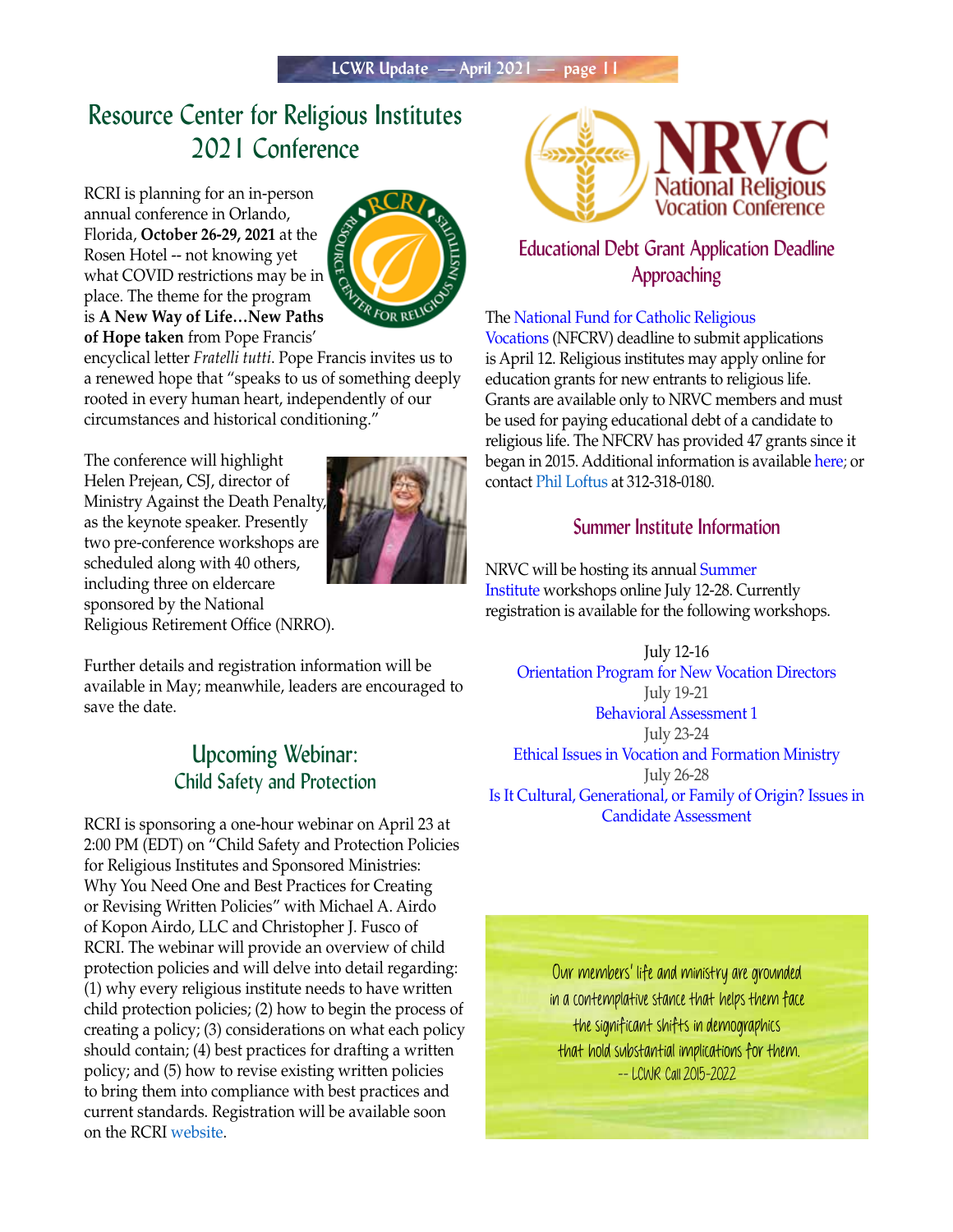# Resource Center for Religious Institutes 2021 Conference

RCRI is planning for an in-person annual conference in Orlando, Florida, **October 26-29, 2021** at the Rosen Hotel -- not knowing yet what COVID restrictions may be in place. The theme for the program is **A New Way of Life…New Paths of Hope taken** from Pope Francis' encyclical letter *Fratelli tutti*. Pope Francis invites us to a renewed hope that "speaks to us of something deeply rooted in every human heart, independently of our circumstances and historical conditioning."

The conference will highlight Helen Prejean, CSJ, director of Ministry Against the Death Penalty, as the keynote speaker. Presently two pre-conference workshops are scheduled along with 40 others, including three on eldercare sponsored by the National Religious Retirement Office (NRRO).

Further details and registration information will be available in May; meanwhile, leaders are encouraged to save the date.

## Upcoming Webinar: Child Safety and Protection

RCRI is sponsoring a one-hour webinar on April 23 at 2:00 PM (EDT) on "Child Safety and Protection Policies for Religious Institutes and Sponsored Ministries: Why You Need One and Best Practices for Creating or Revising Written Policies" with Michael A. Airdo of Kopon Airdo, LLC and Christopher J. Fusco of RCRI. The webinar will provide an overview of child protection policies and will delve into detail regarding: (1) why every religious institute needs to have written child protection policies; (2) how to begin the process of creating a policy; (3) considerations on what each policy should contain; (4) best practices for drafting a written policy; and (5) how to revise existing written policies to bring them into compliance with best practices and current standards. Registration will be available soon on the RCRI website.

# NRVC National Religious Vocation Conference

## Educational Debt Grant Application Deadline Approaching

The National Fund for Catholic Religious Vocations (NFCRV) deadline to submit applications is April 12. Religious institutes may apply online for education grants for new entrants to religious life. Grants are available only to NRVC members and must be used for paying educational debt of a candidate to religious life. The NFCRV has provided 47 grants since it began in 2015. Additional information is available here; or contact Phil Loftus at 312-318-0180.

## Summer Institute Information

NRVC will be hosting its annual Summer Institute workshops online July 12-28. Currently registration is available for the following workshops.

July 12-16
Orientation Program for New Vocation Directors

July 19-21
Behavioral Assessment 1

July 23-24
Ethical Issues in Vocation and Formation Ministry

July 26-28
Is It Cultural, Generational, or Family of Origin? Issues in Candidate Assessment

Our members' life and ministry are grounded in a contemplative stance that helps them face the significant shifts in demographics that hold substantial implications for them.
-- LCWR Call 2015-2022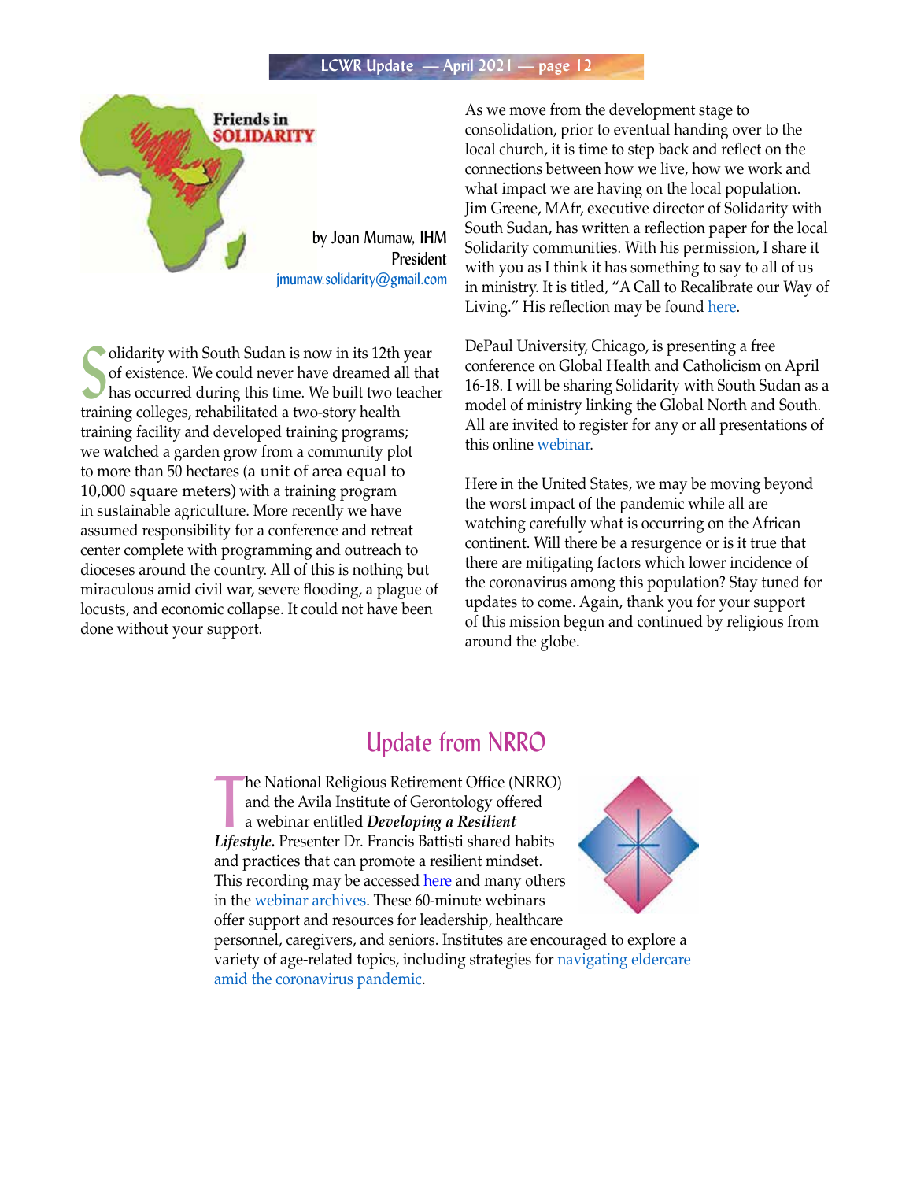## Friends in SOLIDARITY

by Joan Mumaw, IHM
President
jmumaw.solidarity@gmail.com

Solidarity with South Sudan is now in its 12th year of existence. We could never have dreamed all that has occurred during this time. We built two teacher training colleges, rehabilitated a two-story health training facility and developed training programs; we watched a garden grow from a community plot to more than 50 hectares (a unit of area equal to 10,000 square meters) with a training program in sustainable agriculture. More recently we have assumed responsibility for a conference and retreat center complete with programming and outreach to dioceses around the country. All of this is nothing but miraculous amid civil war, severe flooding, a plague of locusts, and economic collapse. It could not have been done without your support.

As we move from the development stage to consolidation, prior to eventual handing over to the local church, it is time to step back and reflect on the connections between how we live, how we work and what impact we are having on the local population. Jim Greene, MAfr, executive director of Solidarity with South Sudan, has written a reflection paper for the local Solidarity communities. With his permission, I share it with you as I think it has something to say to all of us in ministry. It is titled, "A Call to Recalibrate our Way of Living." His reflection may be found here.

DePaul University, Chicago, is presenting a free conference on Global Health and Catholicism on April 16-18. I will be sharing Solidarity with South Sudan as a model of ministry linking the Global North and South. All are invited to register for any or all presentations of this online webinar.

Here in the United States, we may be moving beyond the worst impact of the pandemic while all are watching carefully what is occurring on the African continent. Will there be a resurgence or is it true that there are mitigating factors which lower incidence of the coronavirus among this population? Stay tuned for updates to come. Again, thank you for your support of this mission begun and continued by religious from around the globe.

## Update from NRRO

The National Religious Retirement Office (NRRO) and the Avila Institute of Gerontology offered a webinar entitled ***Developing a Resilient Lifestyle.*** Presenter Dr. Francis Battisti shared habits and practices that can promote a resilient mindset. This recording may be accessed here and many others in the webinar archives. These 60-minute webinars offer support and resources for leadership, healthcare personnel, caregivers, and seniors. Institutes are encouraged to explore a variety of age-related topics, including strategies for navigating eldercare amid the coronavirus pandemic.